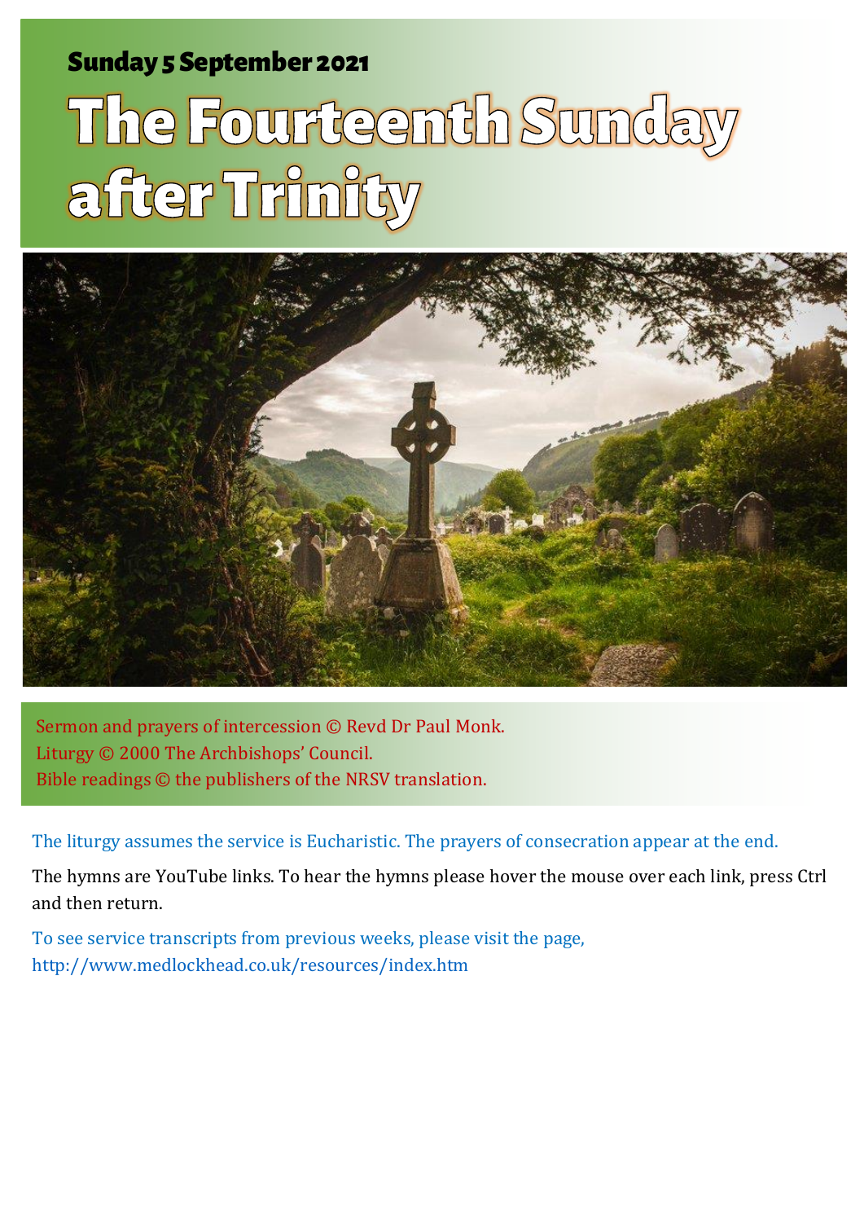Sunday 5 September 2021

# The Fourteenth Sunday after Trinity

Sermon and prayers of intercession © Revd Dr Paul Monk.
Liturgy © 2000 The Archbishops' Council.
Bible readings © the publishers of the NRSV translation.

The liturgy assumes the service is Eucharistic. The prayers of consecration appear at the end.

The hymns are YouTube links. To hear the hymns please hover the mouse over each link, press Ctrl and then return.

To see service transcripts from previous weeks, please visit the page,
http://www.medlockhead.co.uk/resources/index.htm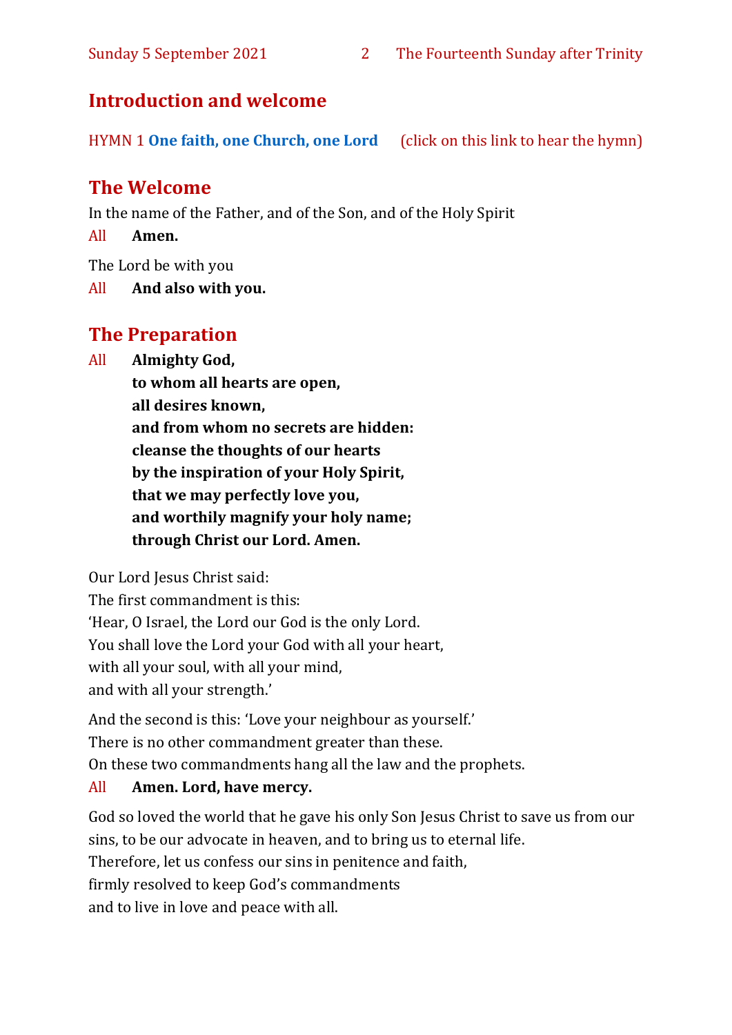## Introduction and welcome

HYMN 1 **One faith, one Church, one Lord** (click on this link to hear the hymn)

## The Welcome

In the name of the Father, and of the Son, and of the Holy Spirit

All **Amen.**

The Lord be with you

All **And also with you.**

## The Preparation

All **Almighty God,**
**to whom all hearts are open,**
**all desires known,**
**and from whom no secrets are hidden:**
**cleanse the thoughts of our hearts**
**by the inspiration of your Holy Spirit,**
**that we may perfectly love you,**
**and worthily magnify your holy name;**
**through Christ our Lord. Amen.**

Our Lord Jesus Christ said:
The first commandment is this:
'Hear, O Israel, the Lord our God is the only Lord.
You shall love the Lord your God with all your heart,
with all your soul, with all your mind,
and with all your strength.'

And the second is this: 'Love your neighbour as yourself.'
There is no other commandment greater than these.
On these two commandments hang all the law and the prophets.

All **Amen. Lord, have mercy.**

God so loved the world that he gave his only Son Jesus Christ to save us from our sins, to be our advocate in heaven, and to bring us to eternal life.
Therefore, let us confess our sins in penitence and faith,
firmly resolved to keep God's commandments
and to live in love and peace with all.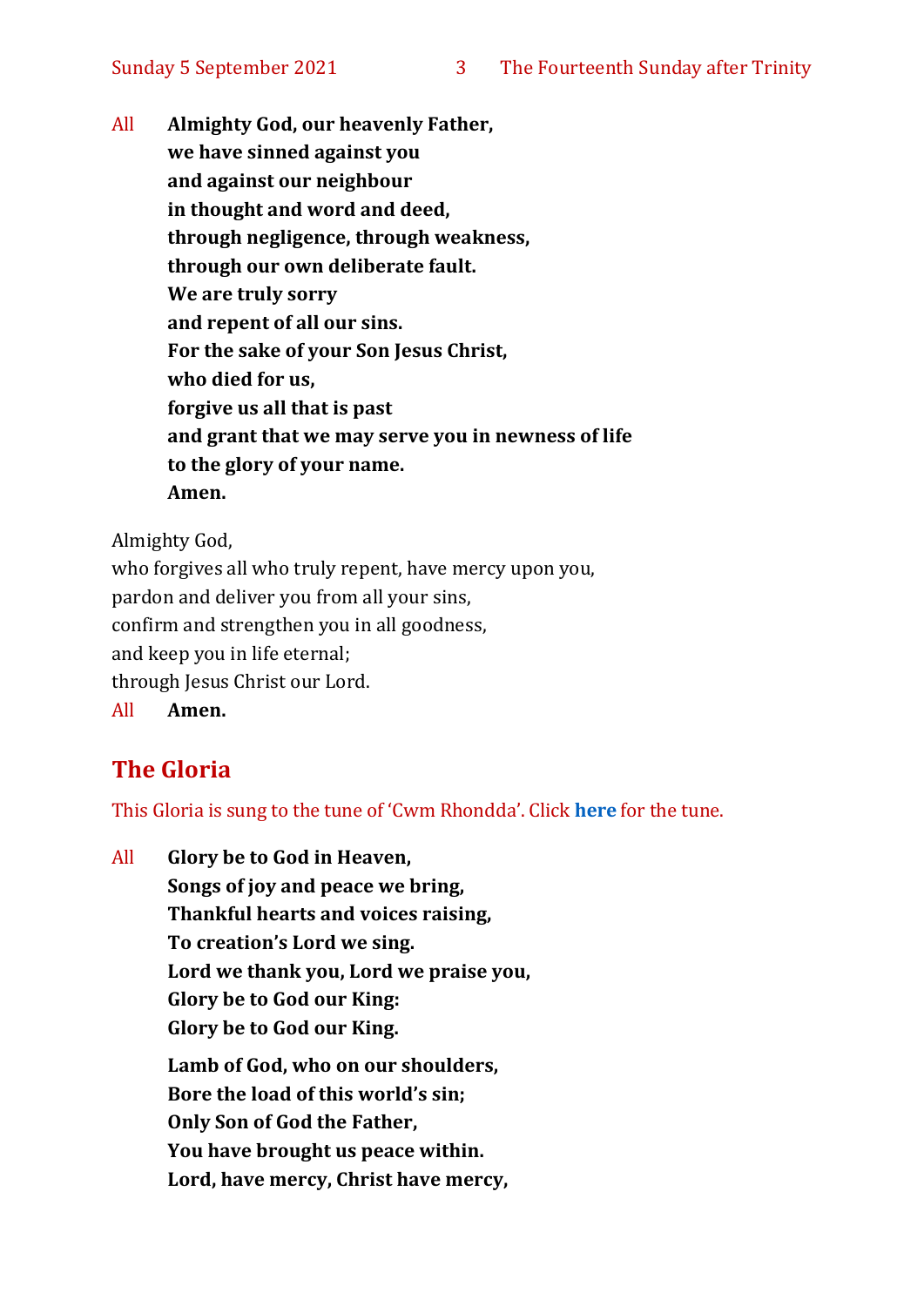All **Almighty God, our heavenly Father,**
**we have sinned against you**
**and against our neighbour**
**in thought and word and deed,**
**through negligence, through weakness,**
**through our own deliberate fault.**
**We are truly sorry**
**and repent of all our sins.**
**For the sake of your Son Jesus Christ,**
**who died for us,**
**forgive us all that is past**
**and grant that we may serve you in newness of life**
**to the glory of your name.**
**Amen.**

Almighty God,
who forgives all who truly repent, have mercy upon you,
pardon and deliver you from all your sins,
confirm and strengthen you in all goodness,
and keep you in life eternal;
through Jesus Christ our Lord.

All **Amen.**

## The Gloria

This Gloria is sung to the tune of 'Cwm Rhondda'. Click **here** for the tune.

All **Glory be to God in Heaven,**
**Songs of joy and peace we bring,**
**Thankful hearts and voices raising,**
**To creation's Lord we sing.**
**Lord we thank you, Lord we praise you,**
**Glory be to God our King:**
**Glory be to God our King.**

**Lamb of God, who on our shoulders,**
**Bore the load of this world's sin;**
**Only Son of God the Father,**
**You have brought us peace within.**
**Lord, have mercy, Christ have mercy,**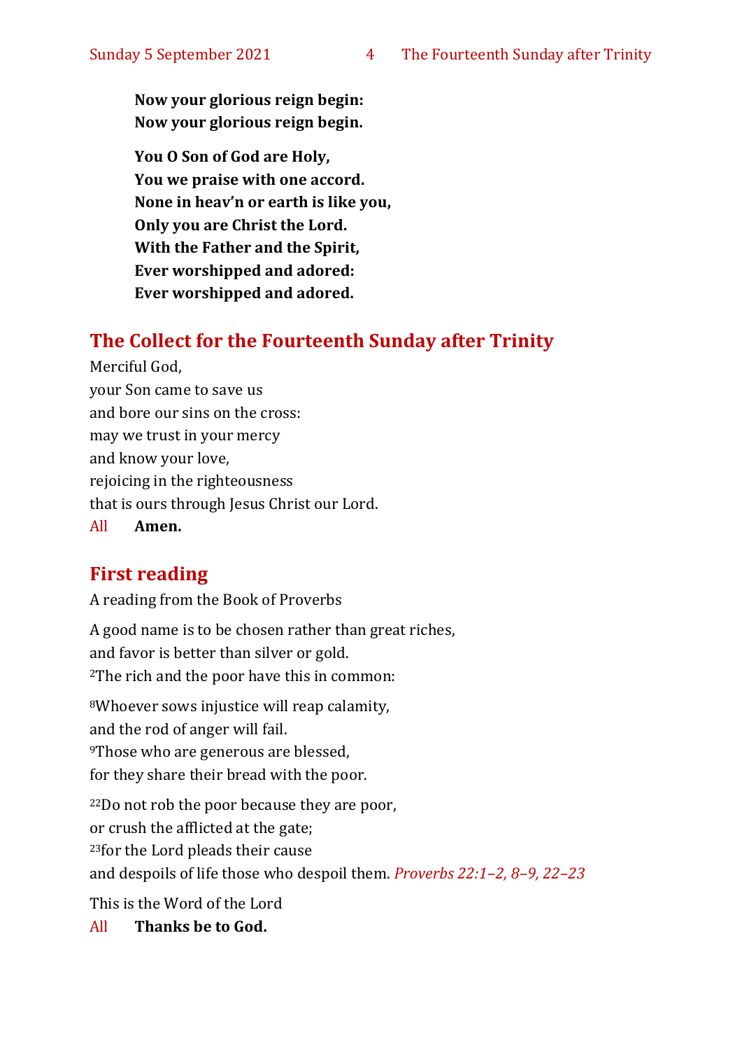**Now your glorious reign begin:**
**Now your glorious reign begin.**

**You O Son of God are Holy,**
**You we praise with one accord.**
**None in heav'n or earth is like you,**
**Only you are Christ the Lord.**
**With the Father and the Spirit,**
**Ever worshipped and adored:**
**Ever worshipped and adored.**

## The Collect for the Fourteenth Sunday after Trinity

Merciful God,
your Son came to save us
and bore our sins on the cross:
may we trust in your mercy
and know your love,
rejoicing in the righteousness
that is ours through Jesus Christ our Lord.

All **Amen.**

## First reading

A reading from the Book of Proverbs

A good name is to be chosen rather than great riches,
and favor is better than silver or gold.
2The rich and the poor have this in common:

8Whoever sows injustice will reap calamity,
and the rod of anger will fail.
9Those who are generous are blessed,
for they share their bread with the poor.

22Do not rob the poor because they are poor,
or crush the afflicted at the gate;
23for the Lord pleads their cause
and despoils of life those who despoil them. *Proverbs 22:1–2, 8–9, 22–23*

This is the Word of the Lord

All **Thanks be to God.**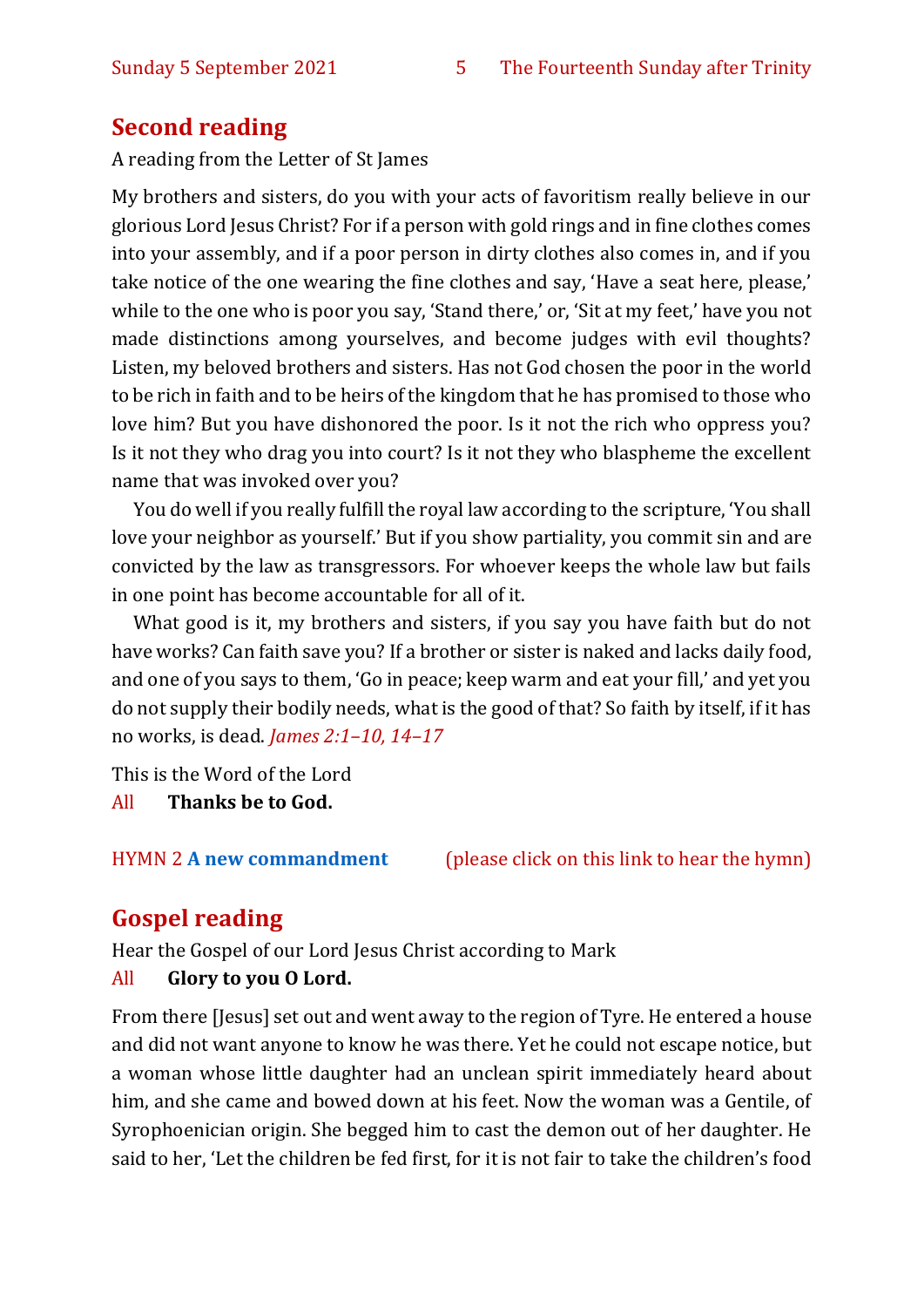## Second reading

A reading from the Letter of St James

My brothers and sisters, do you with your acts of favoritism really believe in our glorious Lord Jesus Christ? For if a person with gold rings and in fine clothes comes into your assembly, and if a poor person in dirty clothes also comes in, and if you take notice of the one wearing the fine clothes and say, 'Have a seat here, please,' while to the one who is poor you say, 'Stand there,' or, 'Sit at my feet,' have you not made distinctions among yourselves, and become judges with evil thoughts? Listen, my beloved brothers and sisters. Has not God chosen the poor in the world to be rich in faith and to be heirs of the kingdom that he has promised to those who love him? But you have dishonored the poor. Is it not the rich who oppress you? Is it not they who drag you into court? Is it not they who blaspheme the excellent name that was invoked over you?

You do well if you really fulfill the royal law according to the scripture, 'You shall love your neighbor as yourself.' But if you show partiality, you commit sin and are convicted by the law as transgressors. For whoever keeps the whole law but fails in one point has become accountable for all of it.

What good is it, my brothers and sisters, if you say you have faith but do not have works? Can faith save you? If a brother or sister is naked and lacks daily food, and one of you says to them, 'Go in peace; keep warm and eat your fill,' and yet you do not supply their bodily needs, what is the good of that? So faith by itself, if it has no works, is dead. *James 2:1–10, 14–17*

This is the Word of the Lord

All **Thanks be to God.**

HYMN 2 **A new commandment** (please click on this link to hear the hymn)

## Gospel reading

Hear the Gospel of our Lord Jesus Christ according to Mark

All **Glory to you O Lord.**

From there [Jesus] set out and went away to the region of Tyre. He entered a house and did not want anyone to know he was there. Yet he could not escape notice, but a woman whose little daughter had an unclean spirit immediately heard about him, and she came and bowed down at his feet. Now the woman was a Gentile, of Syrophoenician origin. She begged him to cast the demon out of her daughter. He said to her, 'Let the children be fed first, for it is not fair to take the children's food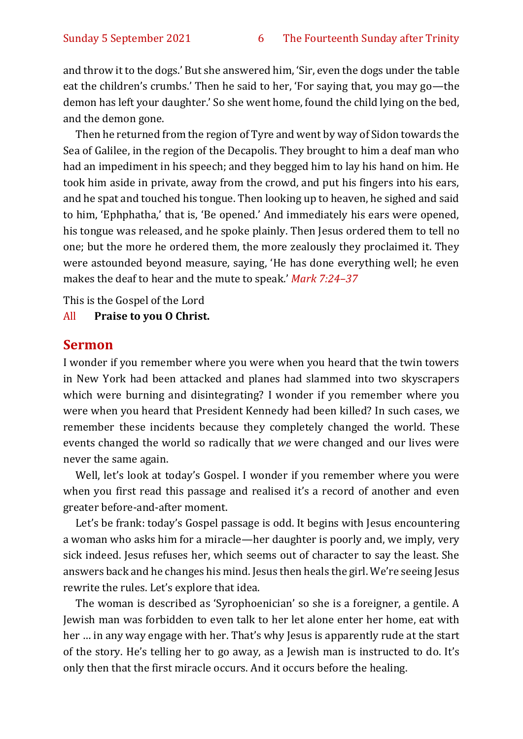and throw it to the dogs.' But she answered him, 'Sir, even the dogs under the table eat the children's crumbs.' Then he said to her, 'For saying that, you may go—the demon has left your daughter.' So she went home, found the child lying on the bed, and the demon gone.

Then he returned from the region of Tyre and went by way of Sidon towards the Sea of Galilee, in the region of the Decapolis. They brought to him a deaf man who had an impediment in his speech; and they begged him to lay his hand on him. He took him aside in private, away from the crowd, and put his fingers into his ears, and he spat and touched his tongue. Then looking up to heaven, he sighed and said to him, 'Ephphatha,' that is, 'Be opened.' And immediately his ears were opened, his tongue was released, and he spoke plainly. Then Jesus ordered them to tell no one; but the more he ordered them, the more zealously they proclaimed it. They were astounded beyond measure, saying, 'He has done everything well; he even makes the deaf to hear and the mute to speak.' *Mark 7:24–37*

This is the Gospel of the Lord

All **Praise to you O Christ.**

## Sermon

I wonder if you remember where you were when you heard that the twin towers in New York had been attacked and planes had slammed into two skyscrapers which were burning and disintegrating? I wonder if you remember where you were when you heard that President Kennedy had been killed? In such cases, we remember these incidents because they completely changed the world. These events changed the world so radically that *we* were changed and our lives were never the same again.

Well, let's look at today's Gospel. I wonder if you remember where you were when you first read this passage and realised it's a record of another and even greater before-and-after moment.

Let's be frank: today's Gospel passage is odd. It begins with Jesus encountering a woman who asks him for a miracle—her daughter is poorly and, we imply, very sick indeed. Jesus refuses her, which seems out of character to say the least. She answers back and he changes his mind. Jesus then heals the girl. We're seeing Jesus rewrite the rules. Let's explore that idea.

The woman is described as 'Syrophoenician' so she is a foreigner, a gentile. A Jewish man was forbidden to even talk to her let alone enter her home, eat with her … in any way engage with her. That's why Jesus is apparently rude at the start of the story. He's telling her to go away, as a Jewish man is instructed to do. It's only then that the first miracle occurs. And it occurs before the healing.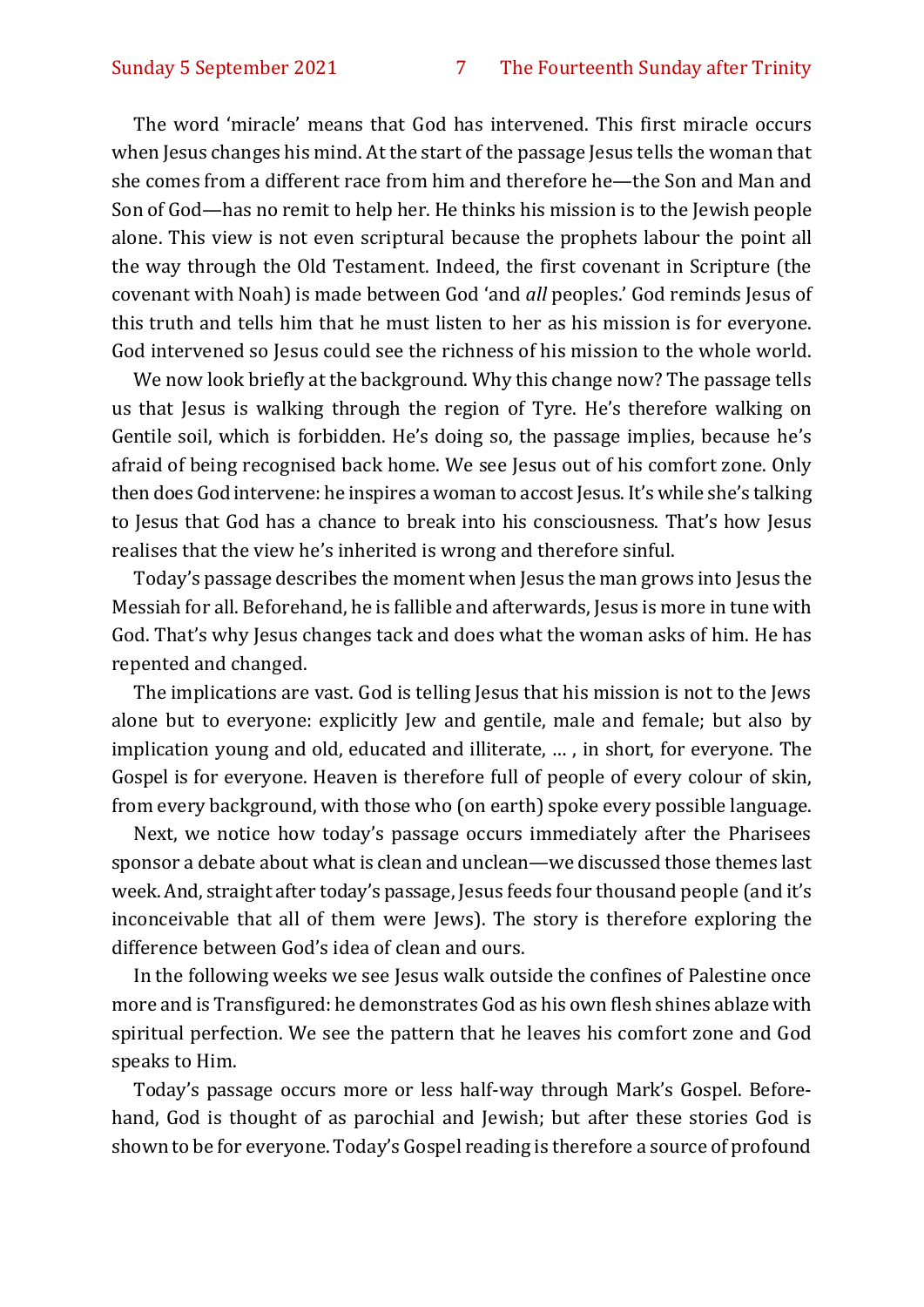The word 'miracle' means that God has intervened. This first miracle occurs when Jesus changes his mind. At the start of the passage Jesus tells the woman that she comes from a different race from him and therefore he—the Son and Man and Son of God—has no remit to help her. He thinks his mission is to the Jewish people alone. This view is not even scriptural because the prophets labour the point all the way through the Old Testament. Indeed, the first covenant in Scripture (the covenant with Noah) is made between God 'and *all* peoples.' God reminds Jesus of this truth and tells him that he must listen to her as his mission is for everyone. God intervened so Jesus could see the richness of his mission to the whole world.

We now look briefly at the background. Why this change now? The passage tells us that Jesus is walking through the region of Tyre. He's therefore walking on Gentile soil, which is forbidden. He's doing so, the passage implies, because he's afraid of being recognised back home. We see Jesus out of his comfort zone. Only then does God intervene: he inspires a woman to accost Jesus. It's while she's talking to Jesus that God has a chance to break into his consciousness. That's how Jesus realises that the view he's inherited is wrong and therefore sinful.

Today's passage describes the moment when Jesus the man grows into Jesus the Messiah for all. Beforehand, he is fallible and afterwards, Jesus is more in tune with God. That's why Jesus changes tack and does what the woman asks of him. He has repented and changed.

The implications are vast. God is telling Jesus that his mission is not to the Jews alone but to everyone: explicitly Jew and gentile, male and female; but also by implication young and old, educated and illiterate, … , in short, for everyone. The Gospel is for everyone. Heaven is therefore full of people of every colour of skin, from every background, with those who (on earth) spoke every possible language.

Next, we notice how today's passage occurs immediately after the Pharisees sponsor a debate about what is clean and unclean—we discussed those themes last week. And, straight after today's passage, Jesus feeds four thousand people (and it's inconceivable that all of them were Jews). The story is therefore exploring the difference between God's idea of clean and ours.

In the following weeks we see Jesus walk outside the confines of Palestine once more and is Transfigured: he demonstrates God as his own flesh shines ablaze with spiritual perfection. We see the pattern that he leaves his comfort zone and God speaks to Him.

Today's passage occurs more or less half-way through Mark's Gospel. Beforehand, God is thought of as parochial and Jewish; but after these stories God is shown to be for everyone. Today's Gospel reading is therefore a source of profound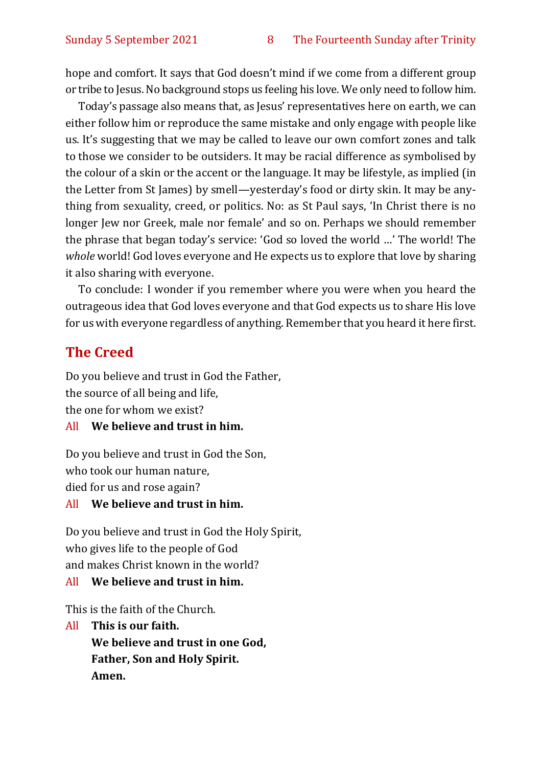hope and comfort. It says that God doesn't mind if we come from a different group or tribe to Jesus. No background stops us feeling his love. We only need to follow him.

Today's passage also means that, as Jesus' representatives here on earth, we can either follow him or reproduce the same mistake and only engage with people like us. It's suggesting that we may be called to leave our own comfort zones and talk to those we consider to be outsiders. It may be racial difference as symbolised by the colour of a skin or the accent or the language. It may be lifestyle, as implied (in the Letter from St James) by smell—yesterday's food or dirty skin. It may be anything from sexuality, creed, or politics. No: as St Paul says, 'In Christ there is no longer Jew nor Greek, male nor female' and so on. Perhaps we should remember the phrase that began today's service: 'God so loved the world …' The world! The *whole* world! God loves everyone and He expects us to explore that love by sharing it also sharing with everyone.

To conclude: I wonder if you remember where you were when you heard the outrageous idea that God loves everyone and that God expects us to share His love for us with everyone regardless of anything. Remember that you heard it here first.

## The Creed

Do you believe and trust in God the Father,
the source of all being and life,
the one for whom we exist?

All **We believe and trust in him.**

Do you believe and trust in God the Son,
who took our human nature,
died for us and rose again?

All **We believe and trust in him.**

Do you believe and trust in God the Holy Spirit,
who gives life to the people of God
and makes Christ known in the world?

All **We believe and trust in him.**

This is the faith of the Church.

All **This is our faith.**
**We believe and trust in one God,**
**Father, Son and Holy Spirit.**
**Amen.**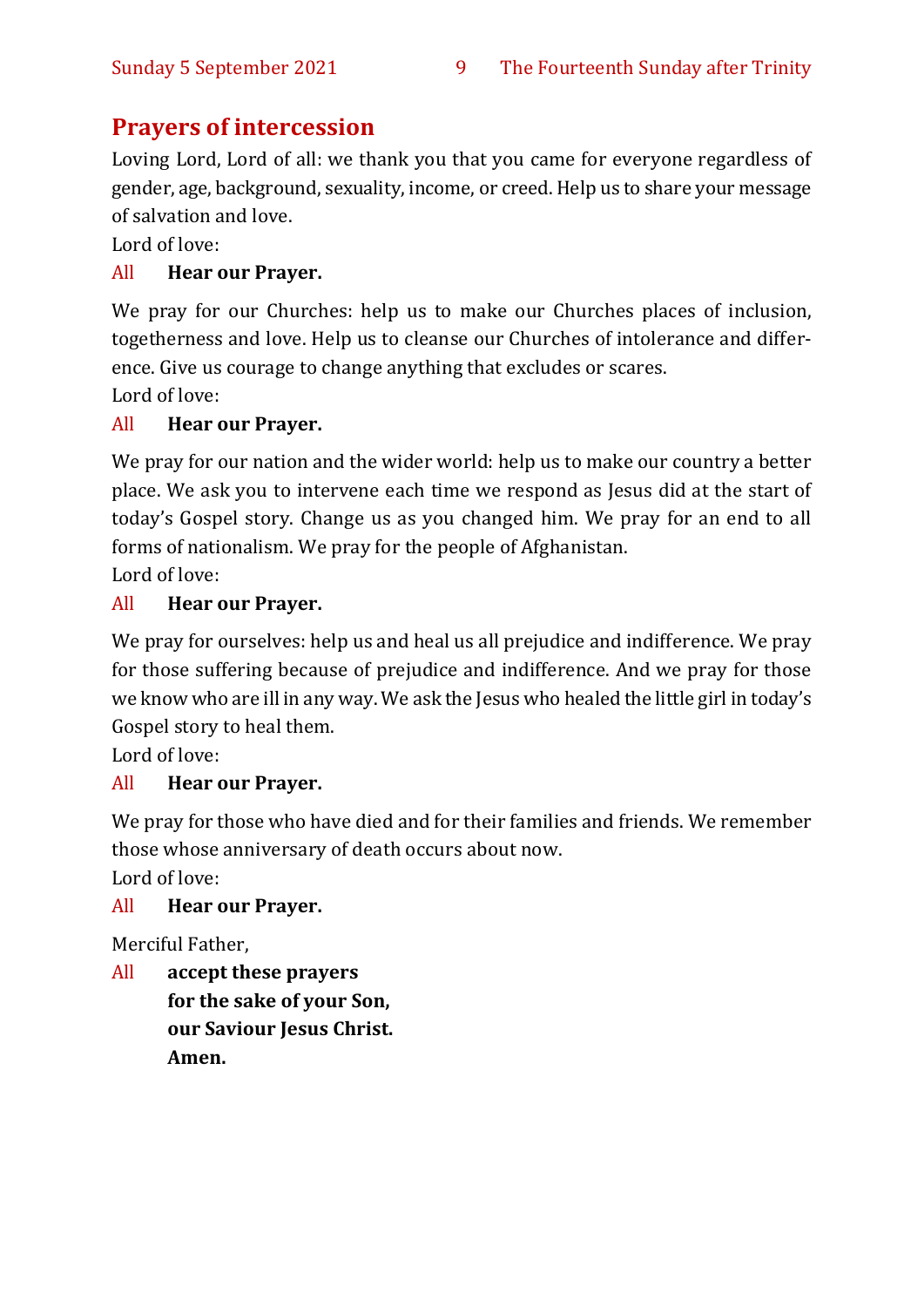## Prayers of intercession

Loving Lord, Lord of all: we thank you that you came for everyone regardless of gender, age, background, sexuality, income, or creed. Help us to share your message of salvation and love.

Lord of love:

All **Hear our Prayer.**

We pray for our Churches: help us to make our Churches places of inclusion, togetherness and love. Help us to cleanse our Churches of intolerance and difference. Give us courage to change anything that excludes or scares.

Lord of love:

All **Hear our Prayer.**

We pray for our nation and the wider world: help us to make our country a better place. We ask you to intervene each time we respond as Jesus did at the start of today's Gospel story. Change us as you changed him. We pray for an end to all forms of nationalism. We pray for the people of Afghanistan.

Lord of love:

All **Hear our Prayer.**

We pray for ourselves: help us and heal us all prejudice and indifference. We pray for those suffering because of prejudice and indifference. And we pray for those we know who are ill in any way. We ask the Jesus who healed the little girl in today's Gospel story to heal them.

Lord of love:

All **Hear our Prayer.**

We pray for those who have died and for their families and friends. We remember those whose anniversary of death occurs about now.

Lord of love:

All **Hear our Prayer.**

Merciful Father,

All **accept these prayers**
**for the sake of your Son,**
**our Saviour Jesus Christ.**
**Amen.**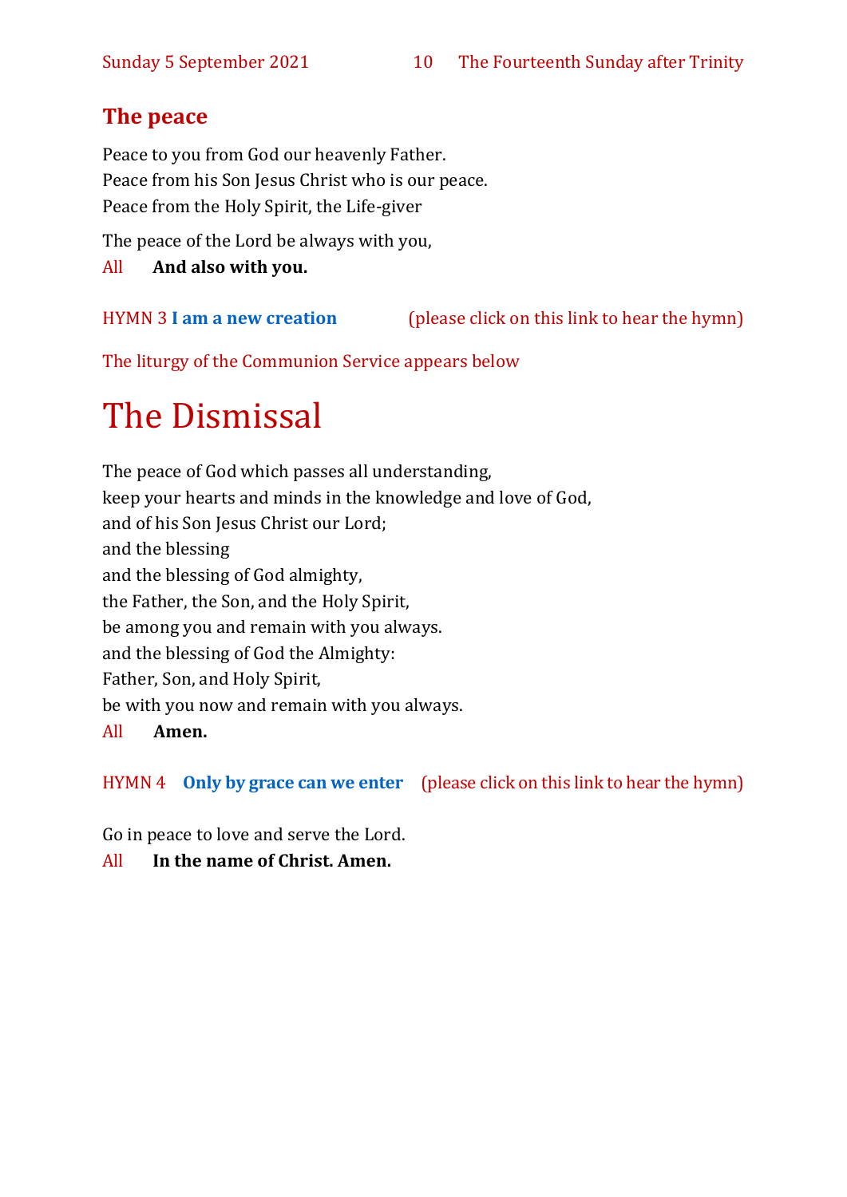## The peace

Peace to you from God our heavenly Father.
Peace from his Son Jesus Christ who is our peace.
Peace from the Holy Spirit, the Life-giver

The peace of the Lord be always with you,

All **And also with you.**

HYMN 3 **I am a new creation** (please click on this link to hear the hymn)

The liturgy of the Communion Service appears below

# The Dismissal

The peace of God which passes all understanding,
keep your hearts and minds in the knowledge and love of God,
and of his Son Jesus Christ our Lord;
and the blessing
and the blessing of God almighty,
the Father, the Son, and the Holy Spirit,
be among you and remain with you always.
and the blessing of God the Almighty:
Father, Son, and Holy Spirit,
be with you now and remain with you always.

All **Amen.**

HYMN 4 **Only by grace can we enter** (please click on this link to hear the hymn)

Go in peace to love and serve the Lord.

All **In the name of Christ. Amen.**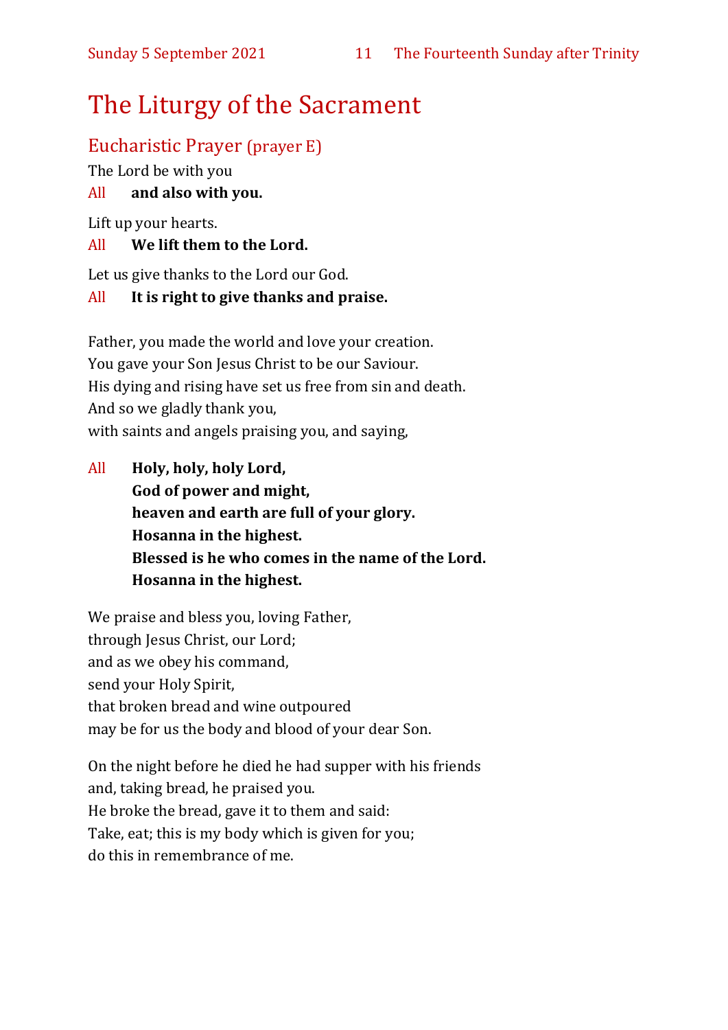# The Liturgy of the Sacrament

## Eucharistic Prayer (prayer E)

The Lord be with you

All **and also with you.**

Lift up your hearts.

All **We lift them to the Lord.**

Let us give thanks to the Lord our God.

All **It is right to give thanks and praise.**

Father, you made the world and love your creation.
You gave your Son Jesus Christ to be our Saviour.
His dying and rising have set us free from sin and death.
And so we gladly thank you,
with saints and angels praising you, and saying,

All **Holy, holy, holy Lord,**
**God of power and might,**
**heaven and earth are full of your glory.**
**Hosanna in the highest.**
**Blessed is he who comes in the name of the Lord.**
**Hosanna in the highest.**

We praise and bless you, loving Father,
through Jesus Christ, our Lord;
and as we obey his command,
send your Holy Spirit,
that broken bread and wine outpoured
may be for us the body and blood of your dear Son.

On the night before he died he had supper with his friends
and, taking bread, he praised you.
He broke the bread, gave it to them and said:
Take, eat; this is my body which is given for you;
do this in remembrance of me.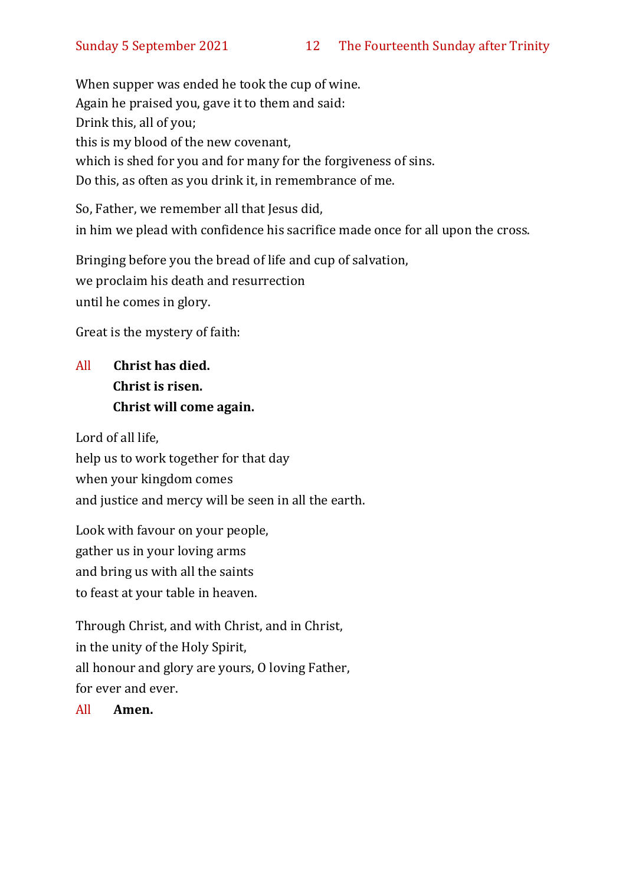When supper was ended he took the cup of wine.
Again he praised you, gave it to them and said:
Drink this, all of you;
this is my blood of the new covenant,
which is shed for you and for many for the forgiveness of sins.
Do this, as often as you drink it, in remembrance of me.

So, Father, we remember all that Jesus did,
in him we plead with confidence his sacrifice made once for all upon the cross.

Bringing before you the bread of life and cup of salvation,
we proclaim his death and resurrection
until he comes in glory.

Great is the mystery of faith:

All **Christ has died.**
**Christ is risen.**
**Christ will come again.**

Lord of all life,
help us to work together for that day
when your kingdom comes
and justice and mercy will be seen in all the earth.

Look with favour on your people,
gather us in your loving arms
and bring us with all the saints
to feast at your table in heaven.

Through Christ, and with Christ, and in Christ,
in the unity of the Holy Spirit,
all honour and glory are yours, O loving Father,
for ever and ever.

All **Amen.**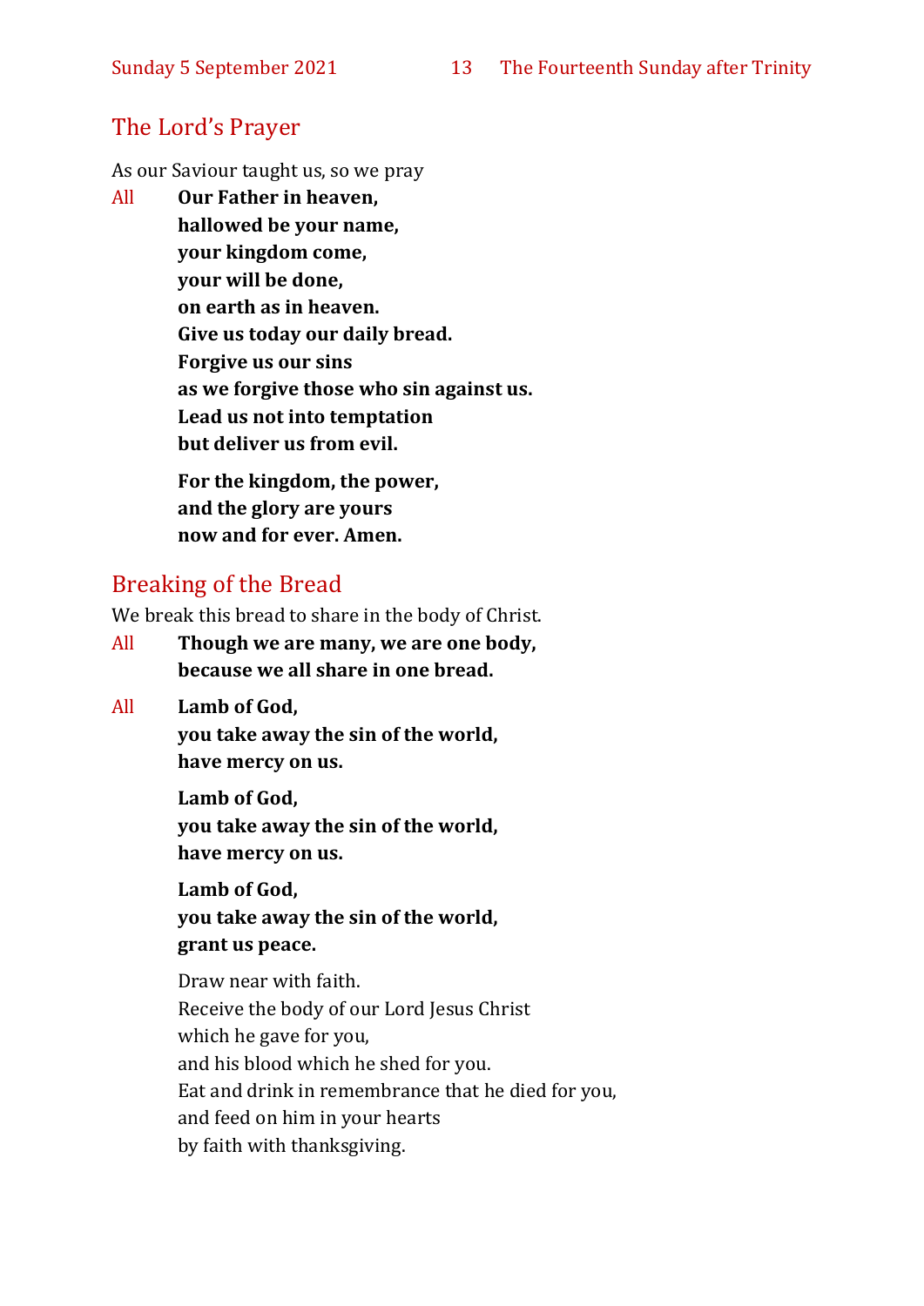## The Lord's Prayer

As our Saviour taught us, so we pray

All **Our Father in heaven,**
**hallowed be your name,**
**your kingdom come,**
**your will be done,**
**on earth as in heaven.**
**Give us today our daily bread.**
**Forgive us our sins**
**as we forgive those who sin against us.**
**Lead us not into temptation**
**but deliver us from evil.**

**For the kingdom, the power,**
**and the glory are yours**
**now and for ever. Amen.**

## Breaking of the Bread

We break this bread to share in the body of Christ.

All **Though we are many, we are one body,**
**because we all share in one bread.**

All **Lamb of God,**
**you take away the sin of the world,**
**have mercy on us.**

**Lamb of God,**
**you take away the sin of the world,**
**have mercy on us.**

**Lamb of God,**
**you take away the sin of the world,**
**grant us peace.**

Draw near with faith.
Receive the body of our Lord Jesus Christ
which he gave for you,
and his blood which he shed for you.
Eat and drink in remembrance that he died for you,
and feed on him in your hearts
by faith with thanksgiving.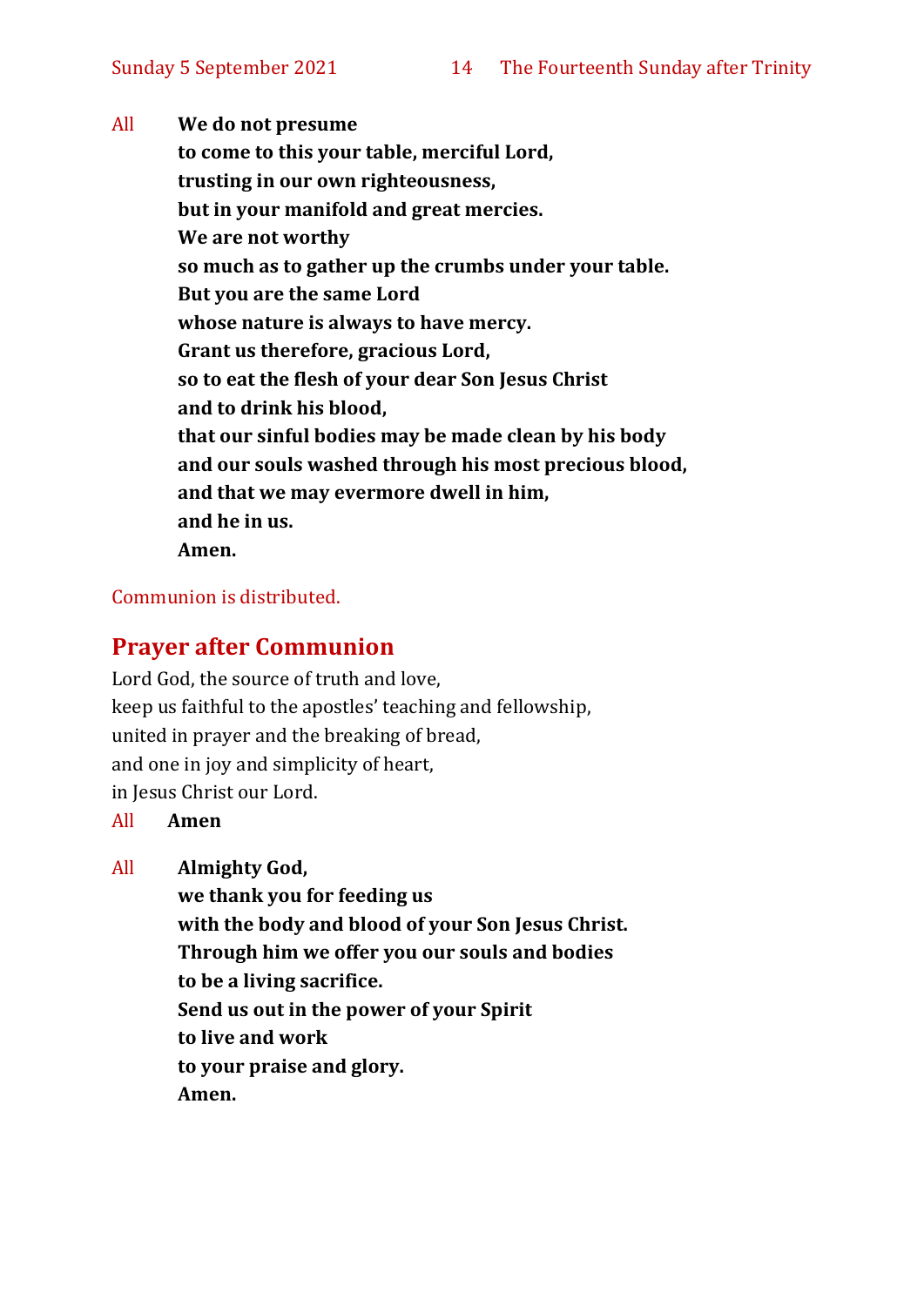All **We do not presume**
**to come to this your table, merciful Lord,**
**trusting in our own righteousness,**
**but in your manifold and great mercies.**
**We are not worthy**
**so much as to gather up the crumbs under your table.**
**But you are the same Lord**
**whose nature is always to have mercy.**
**Grant us therefore, gracious Lord,**
**so to eat the flesh of your dear Son Jesus Christ**
**and to drink his blood,**
**that our sinful bodies may be made clean by his body**
**and our souls washed through his most precious blood,**
**and that we may evermore dwell in him,**
**and he in us.**
**Amen.**

Communion is distributed.

## Prayer after Communion

Lord God, the source of truth and love,
keep us faithful to the apostles' teaching and fellowship,
united in prayer and the breaking of bread,
and one in joy and simplicity of heart,
in Jesus Christ our Lord.

All **Amen**

All **Almighty God,**
**we thank you for feeding us**
**with the body and blood of your Son Jesus Christ.**
**Through him we offer you our souls and bodies**
**to be a living sacrifice.**
**Send us out in the power of your Spirit**
**to live and work**
**to your praise and glory.**
**Amen.**